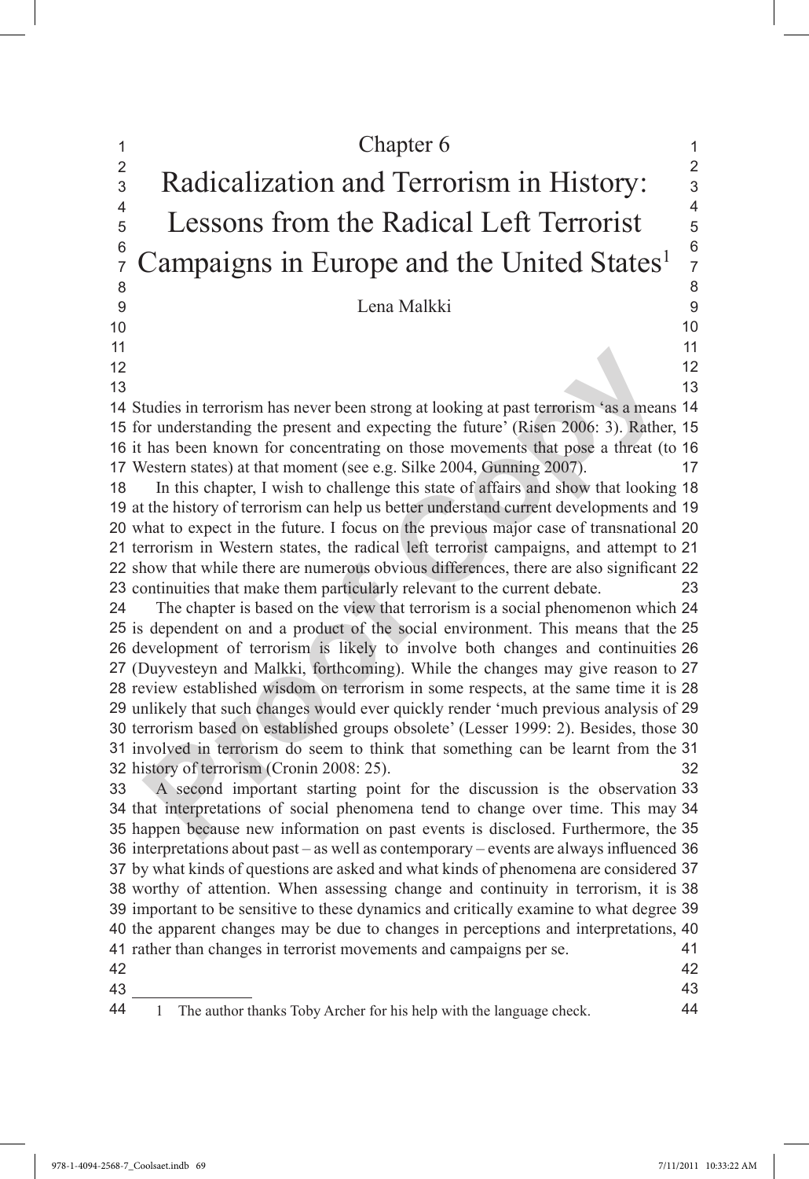# Chapter 6

# Radicalization and Terrorism in History: Lessons from the Radical Left Terrorist Campaigns in Europe and the United States[1]

Lena Malkki

Studies in terrorism has never been strong at looking at past terrorism 'as a means for understanding the present and expecting the future' (Risen 2006: 3). Rather, it has been known for concentrating on those movements that pose a threat (to Western states) at that moment (see e.g. Silke 2004, Gunning 2007).

In this chapter, I wish to challenge this state of affairs and show that looking at the history of terrorism can help us better understand current developments and what to expect in the future. I focus on the previous major case of transnational terrorism in Western states, the radical left terrorist campaigns, and attempt to show that while there are numerous obvious differences, there are also significant continuities that make them particularly relevant to the current debate.

The chapter is based on the view that terrorism is a social phenomenon which is dependent on and a product of the social environment. This means that the development of terrorism is likely to involve both changes and continuities (Duyvesteyn and Malkki, forthcoming). While the changes may give reason to review established wisdom on terrorism in some respects, at the same time it is unlikely that such changes would ever quickly render 'much previous analysis of terrorism based on established groups obsolete' (Lesser 1999: 2). Besides, those involved in terrorism do seem to think that something can be learnt from the history of terrorism (Cronin 2008: 25).

A second important starting point for the discussion is the observation that interpretations of social phenomena tend to change over time. This may happen because new information on past events is disclosed. Furthermore, the interpretations about past – as well as contemporary – events are always influenced by what kinds of questions are asked and what kinds of phenomena are considered worthy of attention. When assessing change and continuity in terrorism, it is important to be sensitive to these dynamics and critically examine to what degree the apparent changes may be due to changes in perceptions and interpretations, rather than changes in terrorist movements and campaigns per se.

---

1 The author thanks Toby Archer for his help with the language check.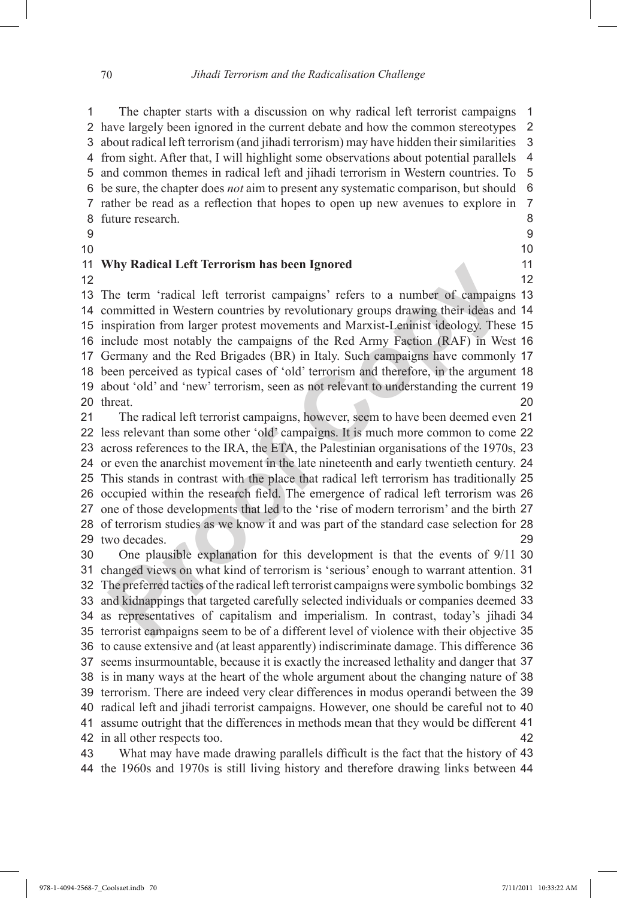The chapter starts with a discussion on why radical left terrorist campaigns have largely been ignored in the current debate and how the common stereotypes about radical left terrorism (and jihadi terrorism) may have hidden their similarities from sight. After that, I will highlight some observations about potential parallels and common themes in radical left and jihadi terrorism in Western countries. To be sure, the chapter does *not* aim to present any systematic comparison, but should rather be read as a reflection that hopes to open up new avenues to explore in future research.

## Why Radical Left Terrorism has been Ignored

The term 'radical left terrorist campaigns' refers to a number of campaigns committed in Western countries by revolutionary groups drawing their ideas and inspiration from larger protest movements and Marxist-Leninist ideology. These include most notably the campaigns of the Red Army Faction (RAF) in West Germany and the Red Brigades (BR) in Italy. Such campaigns have commonly been perceived as typical cases of 'old' terrorism and therefore, in the argument about 'old' and 'new' terrorism, seen as not relevant to understanding the current threat.

The radical left terrorist campaigns, however, seem to have been deemed even less relevant than some other 'old' campaigns. It is much more common to come across references to the IRA, the ETA, the Palestinian organisations of the 1970s, or even the anarchist movement in the late nineteenth and early twentieth century. This stands in contrast with the place that radical left terrorism has traditionally occupied within the research field. The emergence of radical left terrorism was one of those developments that led to the 'rise of modern terrorism' and the birth of terrorism studies as we know it and was part of the standard case selection for two decades.

One plausible explanation for this development is that the events of 9/11 changed views on what kind of terrorism is 'serious' enough to warrant attention. The preferred tactics of the radical left terrorist campaigns were symbolic bombings and kidnappings that targeted carefully selected individuals or companies deemed as representatives of capitalism and imperialism. In contrast, today's jihadi terrorist campaigns seem to be of a different level of violence with their objective to cause extensive and (at least apparently) indiscriminate damage. This difference seems insurmountable, because it is exactly the increased lethality and danger that is in many ways at the heart of the whole argument about the changing nature of terrorism. There are indeed very clear differences in modus operandi between the radical left and jihadi terrorist campaigns. However, one should be careful not to assume outright that the differences in methods mean that they would be different in all other respects too.

What may have made drawing parallels difficult is the fact that the history of the 1960s and 1970s is still living history and therefore drawing links between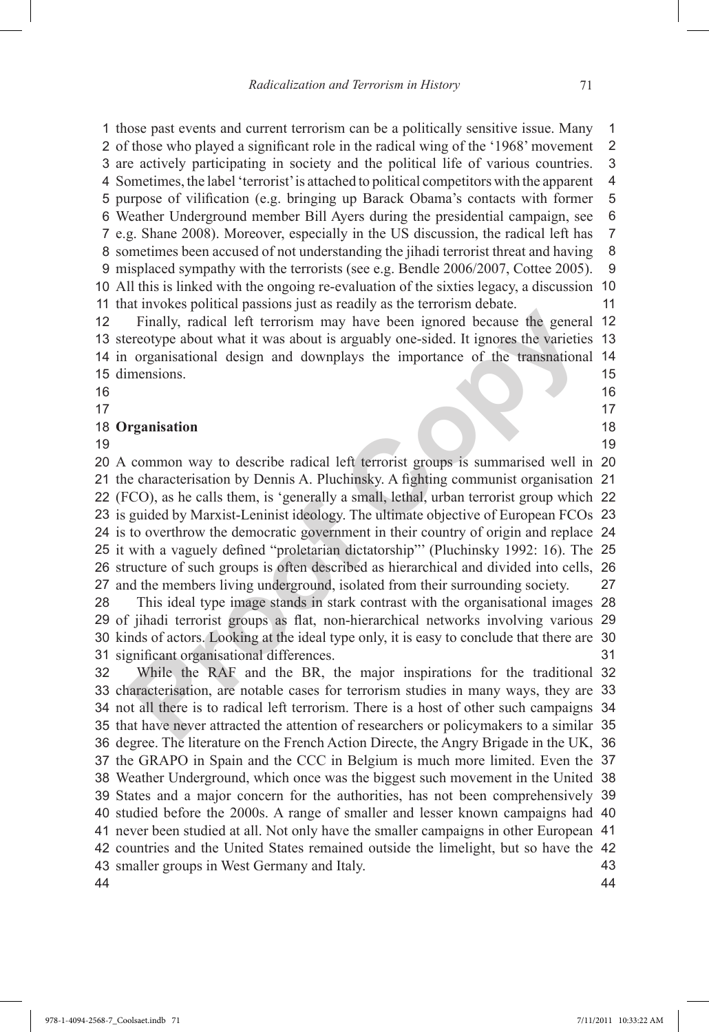those past events and current terrorism can be a politically sensitive issue. Many of those who played a significant role in the radical wing of the '1968' movement are actively participating in society and the political life of various countries. Sometimes, the label 'terrorist' is attached to political competitors with the apparent purpose of vilification (e.g. bringing up Barack Obama's contacts with former Weather Underground member Bill Ayers during the presidential campaign, see e.g. Shane 2008). Moreover, especially in the US discussion, the radical left has sometimes been accused of not understanding the jihadi terrorist threat and having misplaced sympathy with the terrorists (see e.g. Bendle 2006/2007, Cottee 2005). All this is linked with the ongoing re-evaluation of the sixties legacy, a discussion that invokes political passions just as readily as the terrorism debate.

Finally, radical left terrorism may have been ignored because the general stereotype about what it was about is arguably one-sided. It ignores the varieties in organisational design and downplays the importance of the transnational dimensions.

## Organisation

A common way to describe radical left terrorist groups is summarised well in the characterisation by Dennis A. Pluchinsky. A fighting communist organisation (FCO), as he calls them, is 'generally a small, lethal, urban terrorist group which is guided by Marxist-Leninist ideology. The ultimate objective of European FCOs is to overthrow the democratic government in their country of origin and replace it with a vaguely defined "proletarian dictatorship"' (Pluchinsky 1992: 16). The structure of such groups is often described as hierarchical and divided into cells, and the members living underground, isolated from their surrounding society.

This ideal type image stands in stark contrast with the organisational images of jihadi terrorist groups as flat, non-hierarchical networks involving various kinds of actors. Looking at the ideal type only, it is easy to conclude that there are significant organisational differences.

While the RAF and the BR, the major inspirations for the traditional characterisation, are notable cases for terrorism studies in many ways, they are not all there is to radical left terrorism. There is a host of other such campaigns that have never attracted the attention of researchers or policymakers to a similar degree. The literature on the French Action Directe, the Angry Brigade in the UK, the GRAPO in Spain and the CCC in Belgium is much more limited. Even the Weather Underground, which once was the biggest such movement in the United States and a major concern for the authorities, has not been comprehensively studied before the 2000s. A range of smaller and lesser known campaigns had never been studied at all. Not only have the smaller campaigns in other European countries and the United States remained outside the limelight, but so have the smaller groups in West Germany and Italy.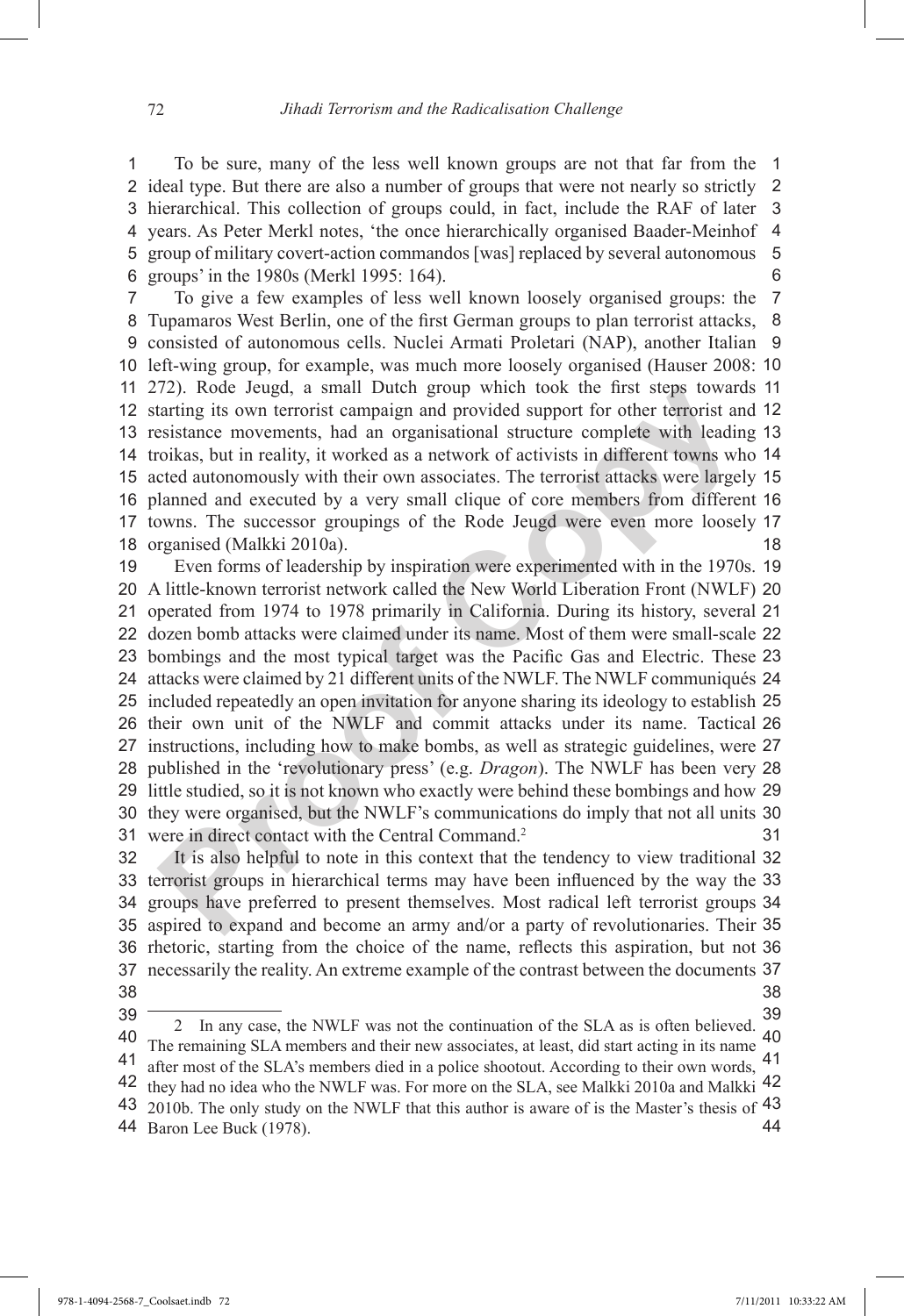To be sure, many of the less well known groups are not that far from the ideal type. But there are also a number of groups that were not nearly so strictly hierarchical. This collection of groups could, in fact, include the RAF of later years. As Peter Merkl notes, 'the once hierarchically organised Baader-Meinhof group of military covert-action commandos [was] replaced by several autonomous groups' in the 1980s (Merkl 1995: 164).

To give a few examples of less well known loosely organised groups: the Tupamaros West Berlin, one of the first German groups to plan terrorist attacks, consisted of autonomous cells. Nuclei Armati Proletari (NAP), another Italian left-wing group, for example, was much more loosely organised (Hauser 2008: 272). Rode Jeugd, a small Dutch group which took the first steps towards starting its own terrorist campaign and provided support for other terrorist and resistance movements, had an organisational structure complete with leading troikas, but in reality, it worked as a network of activists in different towns who acted autonomously with their own associates. The terrorist attacks were largely planned and executed by a very small clique of core members from different towns. The successor groupings of the Rode Jeugd were even more loosely organised (Malkki 2010a).

Even forms of leadership by inspiration were experimented with in the 1970s. A little-known terrorist network called the New World Liberation Front (NWLF) operated from 1974 to 1978 primarily in California. During its history, several dozen bomb attacks were claimed under its name. Most of them were small-scale bombings and the most typical target was the Pacific Gas and Electric. These attacks were claimed by 21 different units of the NWLF. The NWLF communiqués included repeatedly an open invitation for anyone sharing its ideology to establish their own unit of the NWLF and commit attacks under its name. Tactical instructions, including how to make bombs, as well as strategic guidelines, were published in the 'revolutionary press' (e.g. *Dragon*). The NWLF has been very little studied, so it is not known who exactly were behind these bombings and how they were organised, but the NWLF's communications do imply that not all units were in direct contact with the Central Command.[2]

It is also helpful to note in this context that the tendency to view traditional terrorist groups in hierarchical terms may have been influenced by the way the groups have preferred to present themselves. Most radical left terrorist groups aspired to expand and become an army and/or a party of revolutionaries. Their rhetoric, starting from the choice of the name, reflects this aspiration, but not necessarily the reality. An extreme example of the contrast between the documents

---

2 In any case, the NWLF was not the continuation of the SLA as is often believed. The remaining SLA members and their new associates, at least, did start acting in its name after most of the SLA's members died in a police shootout. According to their own words, they had no idea who the NWLF was. For more on the SLA, see Malkki 2010a and Malkki 2010b. The only study on the NWLF that this author is aware of is the Master's thesis of Baron Lee Buck (1978).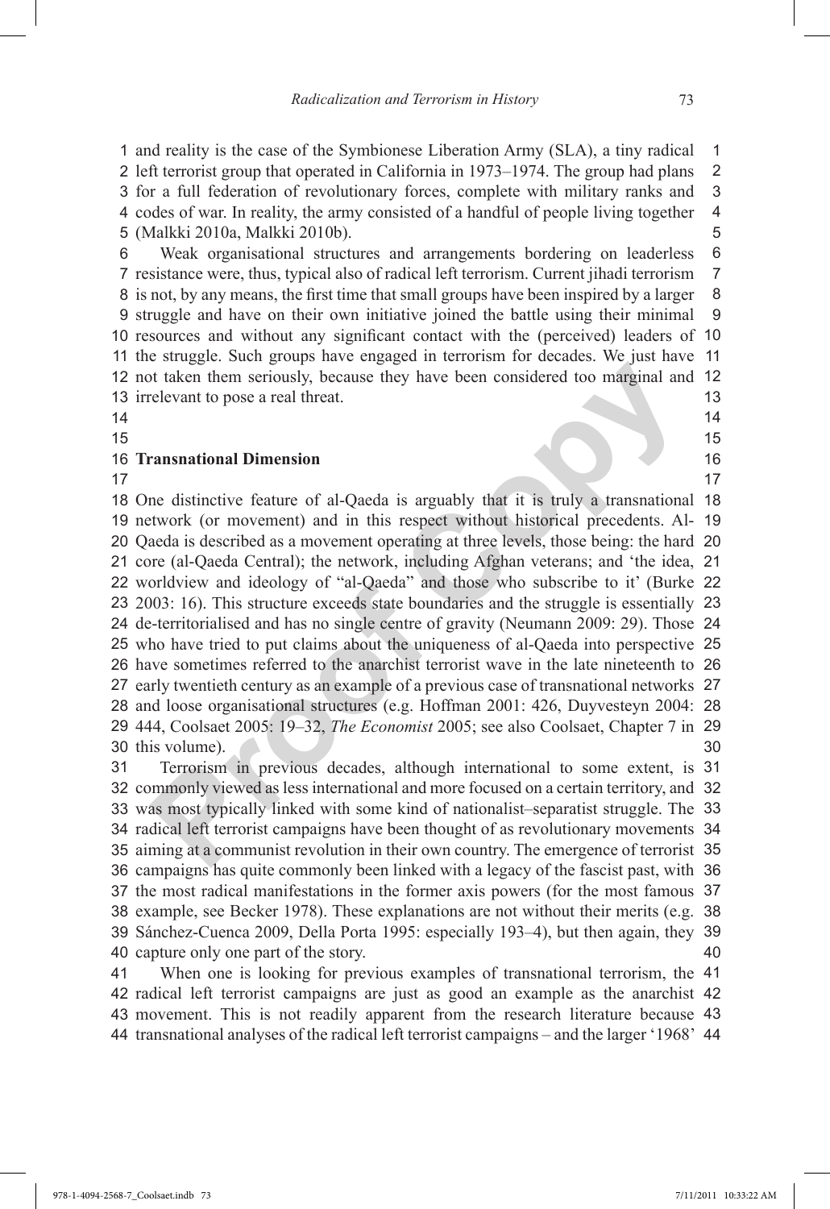and reality is the case of the Symbionese Liberation Army (SLA), a tiny radical left terrorist group that operated in California in 1973–1974. The group had plans for a full federation of revolutionary forces, complete with military ranks and codes of war. In reality, the army consisted of a handful of people living together (Malkki 2010a, Malkki 2010b).

Weak organisational structures and arrangements bordering on leaderless resistance were, thus, typical also of radical left terrorism. Current jihadi terrorism is not, by any means, the first time that small groups have been inspired by a larger struggle and have on their own initiative joined the battle using their minimal resources and without any significant contact with the (perceived) leaders of the struggle. Such groups have engaged in terrorism for decades. We just have not taken them seriously, because they have been considered too marginal and irrelevant to pose a real threat.

## Transnational Dimension

One distinctive feature of al-Qaeda is arguably that it is truly a transnational network (or movement) and in this respect without historical precedents. Al-Qaeda is described as a movement operating at three levels, those being: the hard core (al-Qaeda Central); the network, including Afghan veterans; and 'the idea, worldview and ideology of "al-Qaeda" and those who subscribe to it' (Burke 2003: 16). This structure exceeds state boundaries and the struggle is essentially de-territorialised and has no single centre of gravity (Neumann 2009: 29). Those who have tried to put claims about the uniqueness of al-Qaeda into perspective have sometimes referred to the anarchist terrorist wave in the late nineteenth to early twentieth century as an example of a previous case of transnational networks and loose organisational structures (e.g. Hoffman 2001: 426, Duyvesteyn 2004: 444, Coolsaet 2005: 19–32, *The Economist* 2005; see also Coolsaet, Chapter 7 in this volume).

Terrorism in previous decades, although international to some extent, is commonly viewed as less international and more focused on a certain territory, and was most typically linked with some kind of nationalist–separatist struggle. The radical left terrorist campaigns have been thought of as revolutionary movements aiming at a communist revolution in their own country. The emergence of terrorist campaigns has quite commonly been linked with a legacy of the fascist past, with the most radical manifestations in the former axis powers (for the most famous example, see Becker 1978). These explanations are not without their merits (e.g. Sánchez-Cuenca 2009, Della Porta 1995: especially 193–4), but then again, they capture only one part of the story.

When one is looking for previous examples of transnational terrorism, the radical left terrorist campaigns are just as good an example as the anarchist movement. This is not readily apparent from the research literature because transnational analyses of the radical left terrorist campaigns – and the larger '1968'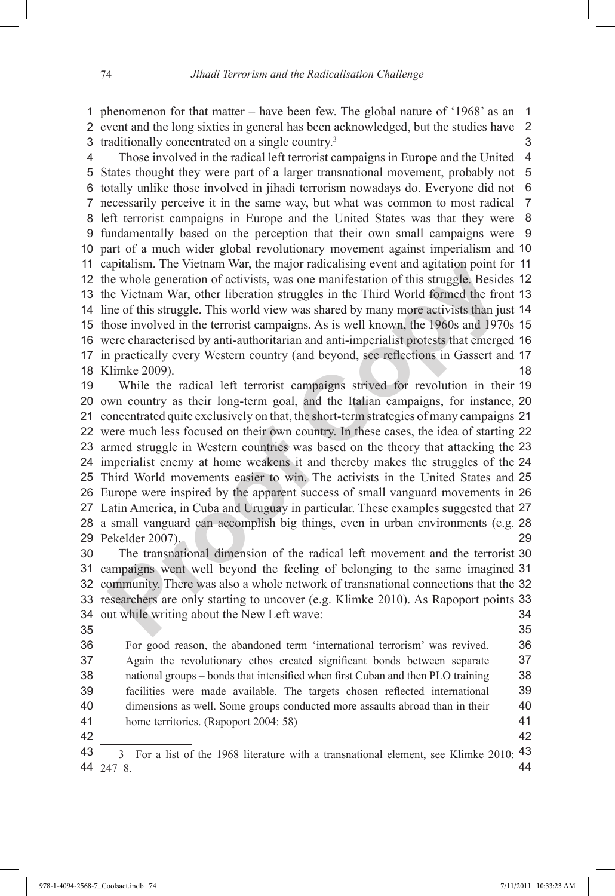phenomenon for that matter – have been few. The global nature of '1968' as an event and the long sixties in general has been acknowledged, but the studies have traditionally concentrated on a single country.[3]

Those involved in the radical left terrorist campaigns in Europe and the United States thought they were part of a larger transnational movement, probably not totally unlike those involved in jihadi terrorism nowadays do. Everyone did not necessarily perceive it in the same way, but what was common to most radical left terrorist campaigns in Europe and the United States was that they were fundamentally based on the perception that their own small campaigns were part of a much wider global revolutionary movement against imperialism and capitalism. The Vietnam War, the major radicalising event and agitation point for the whole generation of activists, was one manifestation of this struggle. Besides the Vietnam War, other liberation struggles in the Third World formed the front line of this struggle. This world view was shared by many more activists than just those involved in the terrorist campaigns. As is well known, the 1960s and 1970s were characterised by anti-authoritarian and anti-imperialist protests that emerged in practically every Western country (and beyond, see reflections in Gassert and Klimke 2009).

While the radical left terrorist campaigns strived for revolution in their own country as their long-term goal, and the Italian campaigns, for instance, concentrated quite exclusively on that, the short-term strategies of many campaigns were much less focused on their own country. In these cases, the idea of starting armed struggle in Western countries was based on the theory that attacking the imperialist enemy at home weakens it and thereby makes the struggles of the Third World movements easier to win. The activists in the United States and Europe were inspired by the apparent success of small vanguard movements in Latin America, in Cuba and Uruguay in particular. These examples suggested that a small vanguard can accomplish big things, even in urban environments (e.g. Pekelder 2007).

The transnational dimension of the radical left movement and the terrorist campaigns went well beyond the feeling of belonging to the same imagined community. There was also a whole network of transnational connections that the researchers are only starting to uncover (e.g. Klimke 2010). As Rapoport points out while writing about the New Left wave:

> For good reason, the abandoned term 'international terrorism' was revived. Again the revolutionary ethos created significant bonds between separate national groups – bonds that intensified when first Cuban and then PLO training facilities were made available. The targets chosen reflected international dimensions as well. Some groups conducted more assaults abroad than in their home territories. (Rapoport 2004: 58)

---

3 For a list of the 1968 literature with a transnational element, see Klimke 2010: 247–8.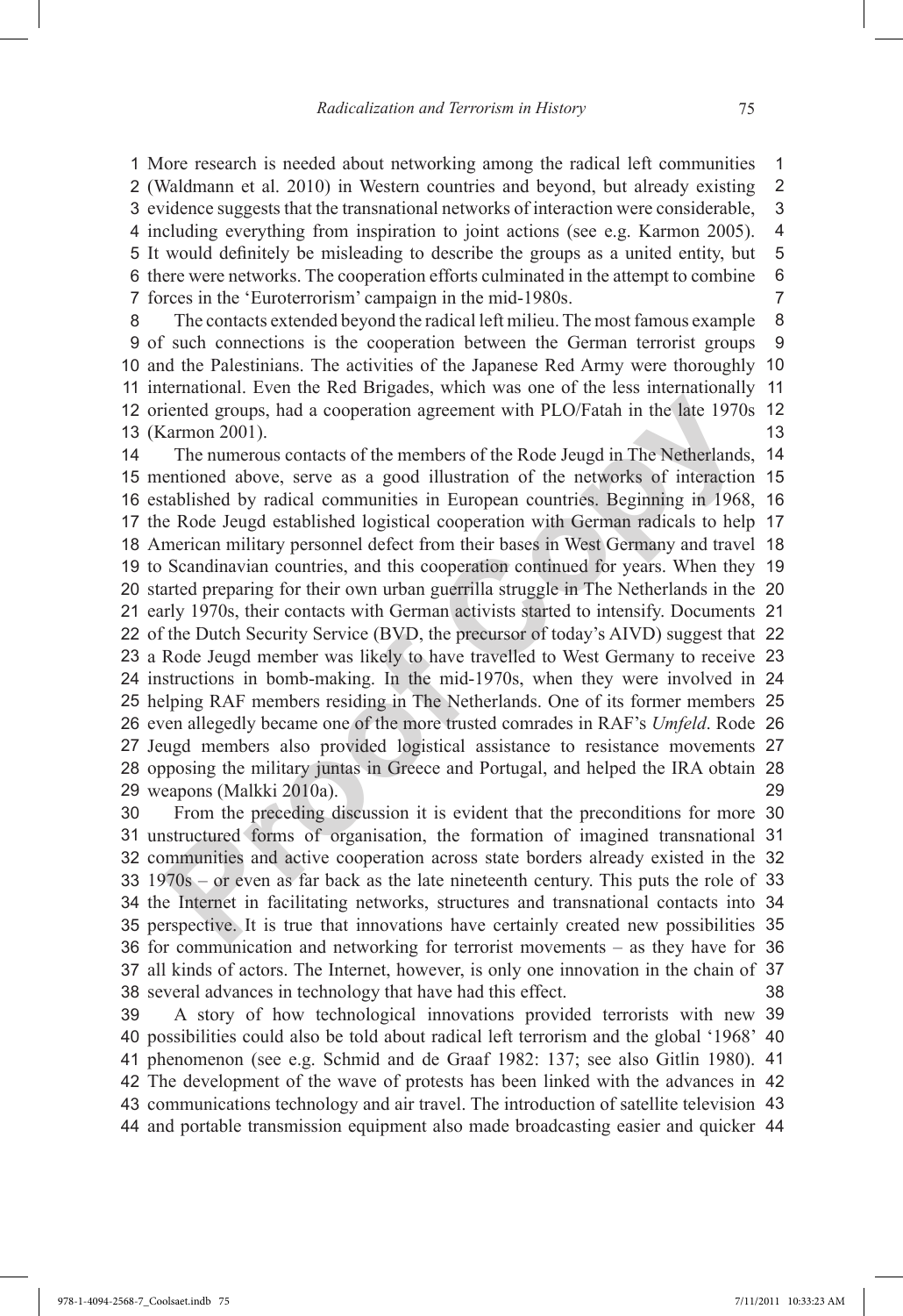More research is needed about networking among the radical left communities (Waldmann et al. 2010) in Western countries and beyond, but already existing evidence suggests that the transnational networks of interaction were considerable, including everything from inspiration to joint actions (see e.g. Karmon 2005). It would definitely be misleading to describe the groups as a united entity, but there were networks. The cooperation efforts culminated in the attempt to combine forces in the 'Euroterrorism' campaign in the mid-1980s.

The contacts extended beyond the radical left milieu. The most famous example of such connections is the cooperation between the German terrorist groups and the Palestinians. The activities of the Japanese Red Army were thoroughly international. Even the Red Brigades, which was one of the less internationally oriented groups, had a cooperation agreement with PLO/Fatah in the late 1970s (Karmon 2001).

The numerous contacts of the members of the Rode Jeugd in The Netherlands, mentioned above, serve as a good illustration of the networks of interaction established by radical communities in European countries. Beginning in 1968, the Rode Jeugd established logistical cooperation with German radicals to help American military personnel defect from their bases in West Germany and travel to Scandinavian countries, and this cooperation continued for years. When they started preparing for their own urban guerrilla struggle in The Netherlands in the early 1970s, their contacts with German activists started to intensify. Documents of the Dutch Security Service (BVD, the precursor of today's AIVD) suggest that a Rode Jeugd member was likely to have travelled to West Germany to receive instructions in bomb-making. In the mid-1970s, when they were involved in helping RAF members residing in The Netherlands. One of its former members even allegedly became one of the more trusted comrades in RAF's *Umfeld*. Rode Jeugd members also provided logistical assistance to resistance movements opposing the military juntas in Greece and Portugal, and helped the IRA obtain weapons (Malkki 2010a).

From the preceding discussion it is evident that the preconditions for more unstructured forms of organisation, the formation of imagined transnational communities and active cooperation across state borders already existed in the 1970s – or even as far back as the late nineteenth century. This puts the role of the Internet in facilitating networks, structures and transnational contacts into perspective. It is true that innovations have certainly created new possibilities for communication and networking for terrorist movements – as they have for all kinds of actors. The Internet, however, is only one innovation in the chain of several advances in technology that have had this effect.

A story of how technological innovations provided terrorists with new possibilities could also be told about radical left terrorism and the global '1968' phenomenon (see e.g. Schmid and de Graaf 1982: 137; see also Gitlin 1980). The development of the wave of protests has been linked with the advances in communications technology and air travel. The introduction of satellite television and portable transmission equipment also made broadcasting easier and quicker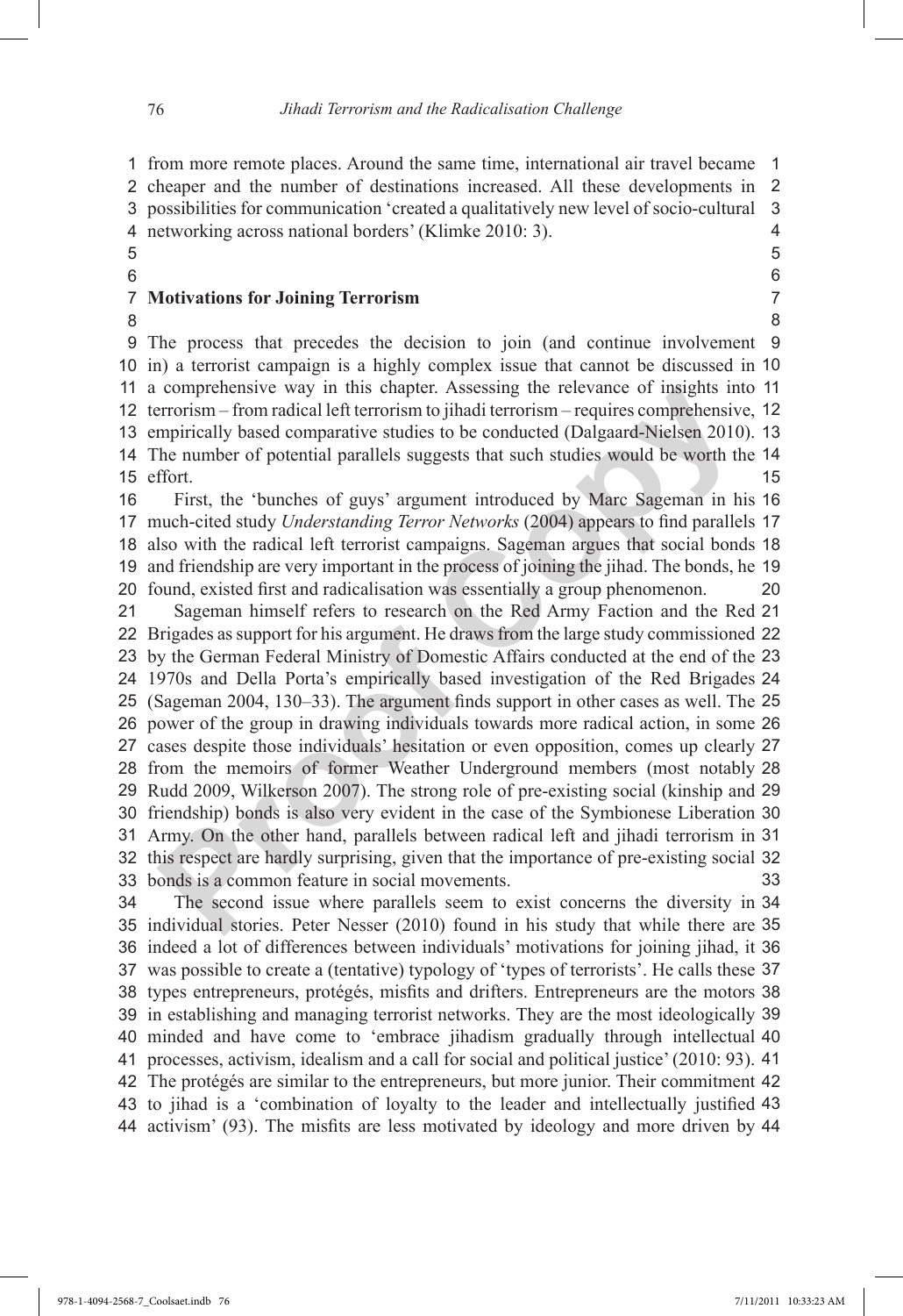from more remote places. Around the same time, international air travel became cheaper and the number of destinations increased. All these developments in possibilities for communication 'created a qualitatively new level of socio-cultural networking across national borders' (Klimke 2010: 3).

## Motivations for Joining Terrorism

The process that precedes the decision to join (and continue involvement in) a terrorist campaign is a highly complex issue that cannot be discussed in a comprehensive way in this chapter. Assessing the relevance of insights into terrorism – from radical left terrorism to jihadi terrorism – requires comprehensive, empirically based comparative studies to be conducted (Dalgaard-Nielsen 2010). The number of potential parallels suggests that such studies would be worth the effort.

First, the 'bunches of guys' argument introduced by Marc Sageman in his much-cited study *Understanding Terror Networks* (2004) appears to find parallels also with the radical left terrorist campaigns. Sageman argues that social bonds and friendship are very important in the process of joining the jihad. The bonds, he found, existed first and radicalisation was essentially a group phenomenon.

Sageman himself refers to research on the Red Army Faction and the Red Brigades as support for his argument. He draws from the large study commissioned by the German Federal Ministry of Domestic Affairs conducted at the end of the 1970s and Della Porta's empirically based investigation of the Red Brigades (Sageman 2004, 130–33). The argument finds support in other cases as well. The power of the group in drawing individuals towards more radical action, in some cases despite those individuals' hesitation or even opposition, comes up clearly from the memoirs of former Weather Underground members (most notably Rudd 2009, Wilkerson 2007). The strong role of pre-existing social (kinship and friendship) bonds is also very evident in the case of the Symbionese Liberation Army. On the other hand, parallels between radical left and jihadi terrorism in this respect are hardly surprising, given that the importance of pre-existing social bonds is a common feature in social movements.

The second issue where parallels seem to exist concerns the diversity in individual stories. Peter Nesser (2010) found in his study that while there are indeed a lot of differences between individuals' motivations for joining jihad, it was possible to create a (tentative) typology of 'types of terrorists'. He calls these types entrepreneurs, protégés, misfits and drifters. Entrepreneurs are the motors in establishing and managing terrorist networks. They are the most ideologically minded and have come to 'embrace jihadism gradually through intellectual processes, activism, idealism and a call for social and political justice' (2010: 93). The protégés are similar to the entrepreneurs, but more junior. Their commitment to jihad is a 'combination of loyalty to the leader and intellectually justified activism' (93). The misfits are less motivated by ideology and more driven by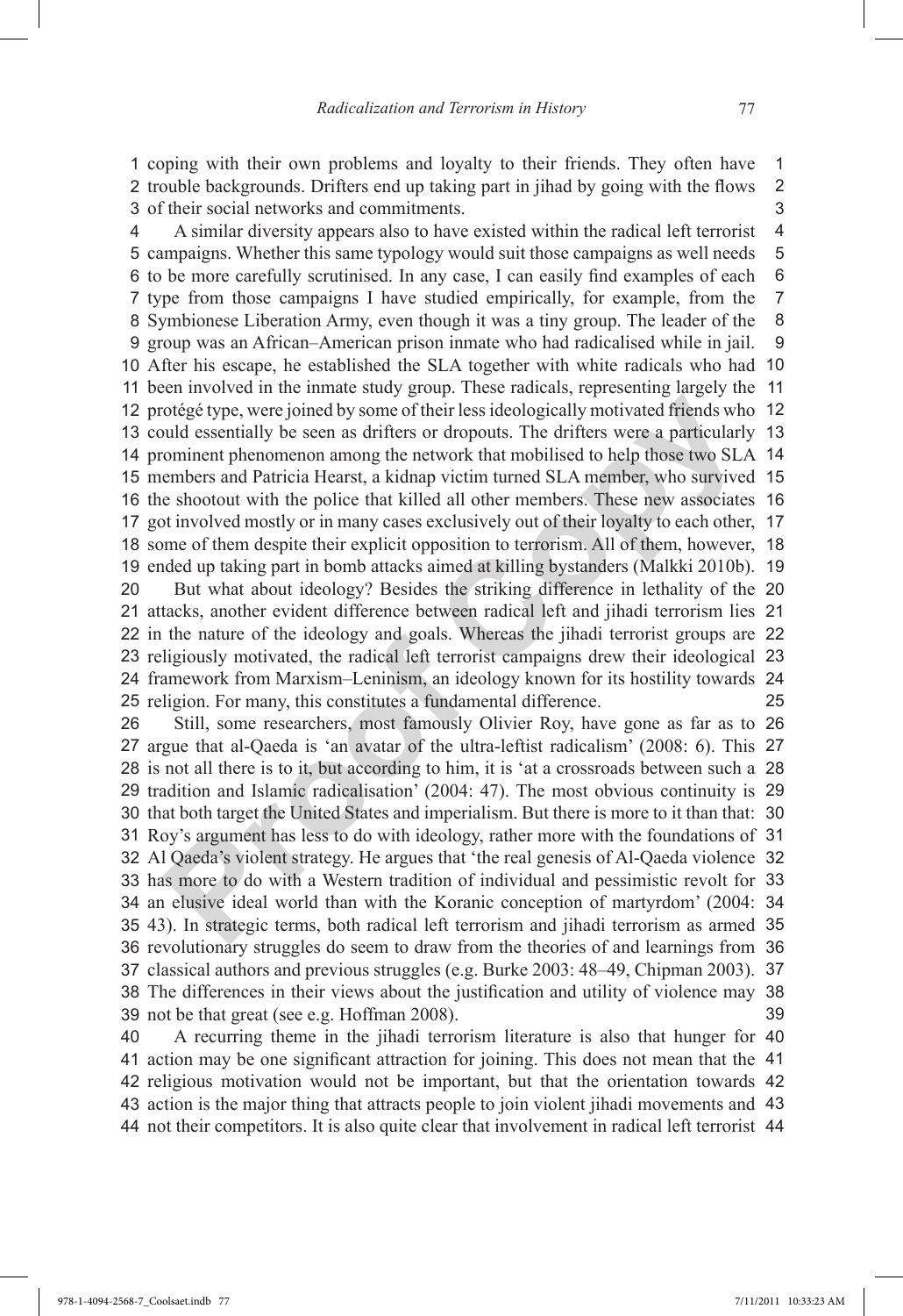coping with their own problems and loyalty to their friends. They often have trouble backgrounds. Drifters end up taking part in jihad by going with the flows of their social networks and commitments.

A similar diversity appears also to have existed within the radical left terrorist campaigns. Whether this same typology would suit those campaigns as well needs to be more carefully scrutinised. In any case, I can easily find examples of each type from those campaigns I have studied empirically, for example, from the Symbionese Liberation Army, even though it was a tiny group. The leader of the group was an African–American prison inmate who had radicalised while in jail. After his escape, he established the SLA together with white radicals who had been involved in the inmate study group. These radicals, representing largely the protégé type, were joined by some of their less ideologically motivated friends who could essentially be seen as drifters or dropouts. The drifters were a particularly prominent phenomenon among the network that mobilised to help those two SLA members and Patricia Hearst, a kidnap victim turned SLA member, who survived the shootout with the police that killed all other members. These new associates got involved mostly or in many cases exclusively out of their loyalty to each other, some of them despite their explicit opposition to terrorism. All of them, however, ended up taking part in bomb attacks aimed at killing bystanders (Malkki 2010b).

But what about ideology? Besides the striking difference in lethality of the attacks, another evident difference between radical left and jihadi terrorism lies in the nature of the ideology and goals. Whereas the jihadi terrorist groups are religiously motivated, the radical left terrorist campaigns drew their ideological framework from Marxism–Leninism, an ideology known for its hostility towards religion. For many, this constitutes a fundamental difference.

Still, some researchers, most famously Olivier Roy, have gone as far as to argue that al-Qaeda is 'an avatar of the ultra-leftist radicalism' (2008: 6). This is not all there is to it, but according to him, it is 'at a crossroads between such a tradition and Islamic radicalisation' (2004: 47). The most obvious continuity is that both target the United States and imperialism. But there is more to it than that: Roy's argument has less to do with ideology, rather more with the foundations of Al Qaeda's violent strategy. He argues that 'the real genesis of Al-Qaeda violence has more to do with a Western tradition of individual and pessimistic revolt for an elusive ideal world than with the Koranic conception of martyrdom' (2004: 43). In strategic terms, both radical left terrorism and jihadi terrorism as armed revolutionary struggles do seem to draw from the theories of and learnings from classical authors and previous struggles (e.g. Burke 2003: 48–49, Chipman 2003). The differences in their views about the justification and utility of violence may not be that great (see e.g. Hoffman 2008).

A recurring theme in the jihadi terrorism literature is also that hunger for action may be one significant attraction for joining. This does not mean that the religious motivation would not be important, but that the orientation towards action is the major thing that attracts people to join violent jihadi movements and not their competitors. It is also quite clear that involvement in radical left terrorist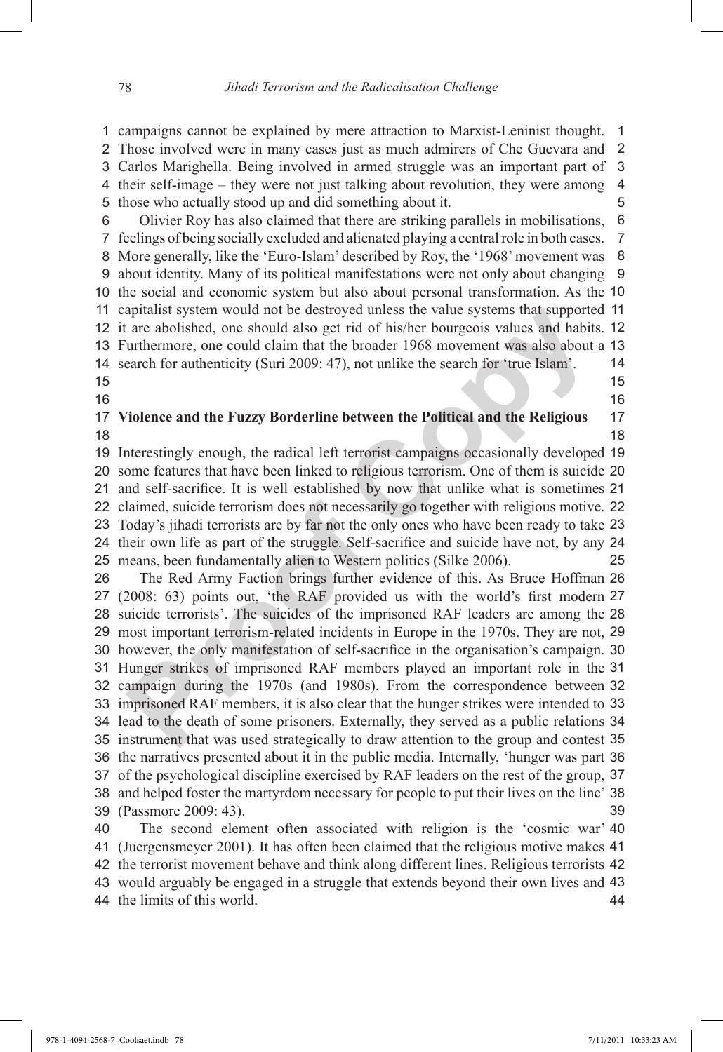campaigns cannot be explained by mere attraction to Marxist-Leninist thought. Those involved were in many cases just as much admirers of Che Guevara and Carlos Marighella. Being involved in armed struggle was an important part of their self-image – they were not just talking about revolution, they were among those who actually stood up and did something about it.

Olivier Roy has also claimed that there are striking parallels in mobilisations, feelings of being socially excluded and alienated playing a central role in both cases. More generally, like the 'Euro-Islam' described by Roy, the '1968' movement was about identity. Many of its political manifestations were not only about changing the social and economic system but also about personal transformation. As the capitalist system would not be destroyed unless the value systems that supported it are abolished, one should also get rid of his/her bourgeois values and habits. Furthermore, one could claim that the broader 1968 movement was also about a search for authenticity (Suri 2009: 47), not unlike the search for 'true Islam'.

## Violence and the Fuzzy Borderline between the Political and the Religious

Interestingly enough, the radical left terrorist campaigns occasionally developed some features that have been linked to religious terrorism. One of them is suicide and self-sacrifice. It is well established by now that unlike what is sometimes claimed, suicide terrorism does not necessarily go together with religious motive. Today's jihadi terrorists are by far not the only ones who have been ready to take their own life as part of the struggle. Self-sacrifice and suicide have not, by any means, been fundamentally alien to Western politics (Silke 2006).

The Red Army Faction brings further evidence of this. As Bruce Hoffman (2008: 63) points out, 'the RAF provided us with the world's first modern suicide terrorists'. The suicides of the imprisoned RAF leaders are among the most important terrorism-related incidents in Europe in the 1970s. They are not, however, the only manifestation of self-sacrifice in the organisation's campaign. Hunger strikes of imprisoned RAF members played an important role in the campaign during the 1970s (and 1980s). From the correspondence between imprisoned RAF members, it is also clear that the hunger strikes were intended to lead to the death of some prisoners. Externally, they served as a public relations instrument that was used strategically to draw attention to the group and contest the narratives presented about it in the public media. Internally, 'hunger was part of the psychological discipline exercised by RAF leaders on the rest of the group, and helped foster the martyrdom necessary for people to put their lives on the line' (Passmore 2009: 43).

The second element often associated with religion is the 'cosmic war' (Juergensmeyer 2001). It has often been claimed that the religious motive makes the terrorist movement behave and think along different lines. Religious terrorists would arguably be engaged in a struggle that extends beyond their own lives and the limits of this world.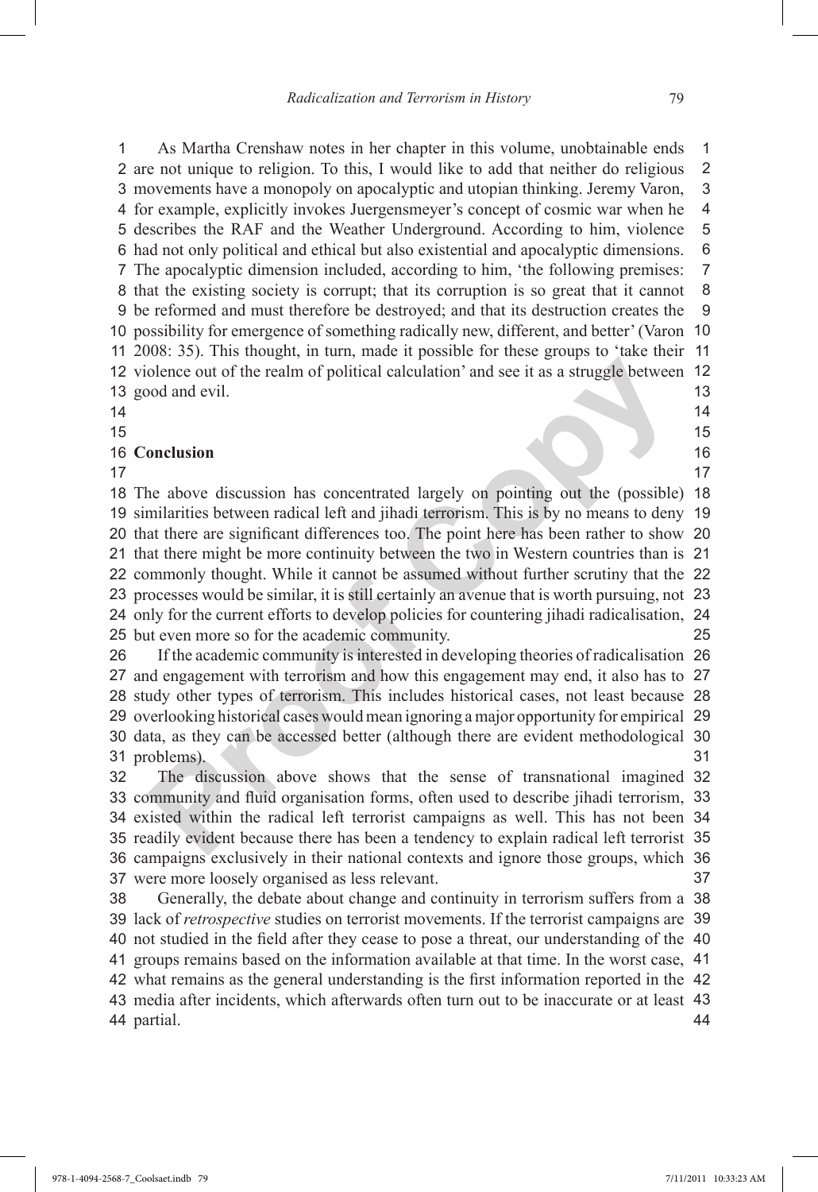As Martha Crenshaw notes in her chapter in this volume, unobtainable ends are not unique to religion. To this, I would like to add that neither do religious movements have a monopoly on apocalyptic and utopian thinking. Jeremy Varon, for example, explicitly invokes Juergensmeyer's concept of cosmic war when he describes the RAF and the Weather Underground. According to him, violence had not only political and ethical but also existential and apocalyptic dimensions. The apocalyptic dimension included, according to him, 'the following premises: that the existing society is corrupt; that its corruption is so great that it cannot be reformed and must therefore be destroyed; and that its destruction creates the possibility for emergence of something radically new, different, and better' (Varon 2008: 35). This thought, in turn, made it possible for these groups to 'take their violence out of the realm of political calculation' and see it as a struggle between good and evil.

## Conclusion

The above discussion has concentrated largely on pointing out the (possible) similarities between radical left and jihadi terrorism. This is by no means to deny that there are significant differences too. The point here has been rather to show that there might be more continuity between the two in Western countries than is commonly thought. While it cannot be assumed without further scrutiny that the processes would be similar, it is still certainly an avenue that is worth pursuing, not only for the current efforts to develop policies for countering jihadi radicalisation, but even more so for the academic community.

If the academic community is interested in developing theories of radicalisation and engagement with terrorism and how this engagement may end, it also has to study other types of terrorism. This includes historical cases, not least because overlooking historical cases would mean ignoring a major opportunity for empirical data, as they can be accessed better (although there are evident methodological problems).

The discussion above shows that the sense of transnational imagined community and fluid organisation forms, often used to describe jihadi terrorism, existed within the radical left terrorist campaigns as well. This has not been readily evident because there has been a tendency to explain radical left terrorist campaigns exclusively in their national contexts and ignore those groups, which were more loosely organised as less relevant.

Generally, the debate about change and continuity in terrorism suffers from a lack of *retrospective* studies on terrorist movements. If the terrorist campaigns are not studied in the field after they cease to pose a threat, our understanding of the groups remains based on the information available at that time. In the worst case, what remains as the general understanding is the first information reported in the media after incidents, which afterwards often turn out to be inaccurate or at least partial.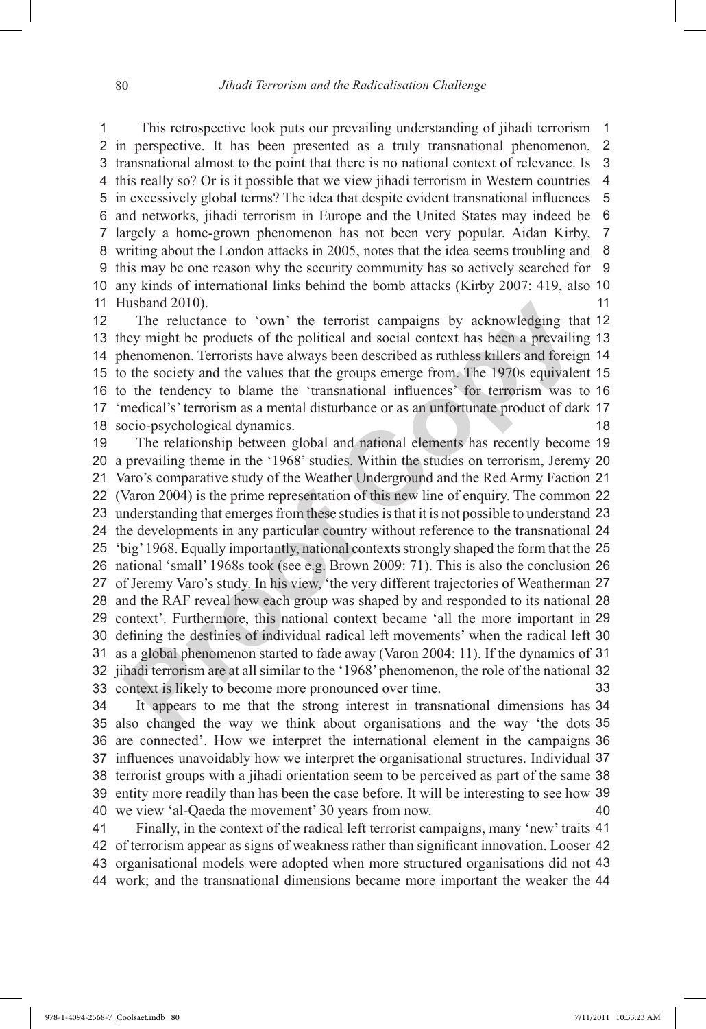This retrospective look puts our prevailing understanding of jihadi terrorism in perspective. It has been presented as a truly transnational phenomenon, transnational almost to the point that there is no national context of relevance. Is this really so? Or is it possible that we view jihadi terrorism in Western countries in excessively global terms? The idea that despite evident transnational influences and networks, jihadi terrorism in Europe and the United States may indeed be largely a home-grown phenomenon has not been very popular. Aidan Kirby, writing about the London attacks in 2005, notes that the idea seems troubling and this may be one reason why the security community has so actively searched for any kinds of international links behind the bomb attacks (Kirby 2007: 419, also Husband 2010).

The reluctance to 'own' the terrorist campaigns by acknowledging that they might be products of the political and social context has been a prevailing phenomenon. Terrorists have always been described as ruthless killers and foreign to the society and the values that the groups emerge from. The 1970s equivalent to the tendency to blame the 'transnational influences' for terrorism was to 'medical's' terrorism as a mental disturbance or as an unfortunate product of dark socio-psychological dynamics.

The relationship between global and national elements has recently become a prevailing theme in the '1968' studies. Within the studies on terrorism, Jeremy Varo's comparative study of the Weather Underground and the Red Army Faction (Varon 2004) is the prime representation of this new line of enquiry. The common understanding that emerges from these studies is that it is not possible to understand the developments in any particular country without reference to the transnational 'big' 1968. Equally importantly, national contexts strongly shaped the form that the national 'small' 1968s took (see e.g. Brown 2009: 71). This is also the conclusion of Jeremy Varo's study. In his view, 'the very different trajectories of Weatherman and the RAF reveal how each group was shaped by and responded to its national context'. Furthermore, this national context became 'all the more important in defining the destinies of individual radical left movements' when the radical left as a global phenomenon started to fade away (Varon 2004: 11). If the dynamics of jihadi terrorism are at all similar to the '1968' phenomenon, the role of the national context is likely to become more pronounced over time.

It appears to me that the strong interest in transnational dimensions has also changed the way we think about organisations and the way 'the dots are connected'. How we interpret the international element in the campaigns influences unavoidably how we interpret the organisational structures. Individual terrorist groups with a jihadi orientation seem to be perceived as part of the same entity more readily than has been the case before. It will be interesting to see how we view 'al-Qaeda the movement' 30 years from now.

Finally, in the context of the radical left terrorist campaigns, many 'new' traits of terrorism appear as signs of weakness rather than significant innovation. Looser organisational models were adopted when more structured organisations did not work; and the transnational dimensions became more important the weaker the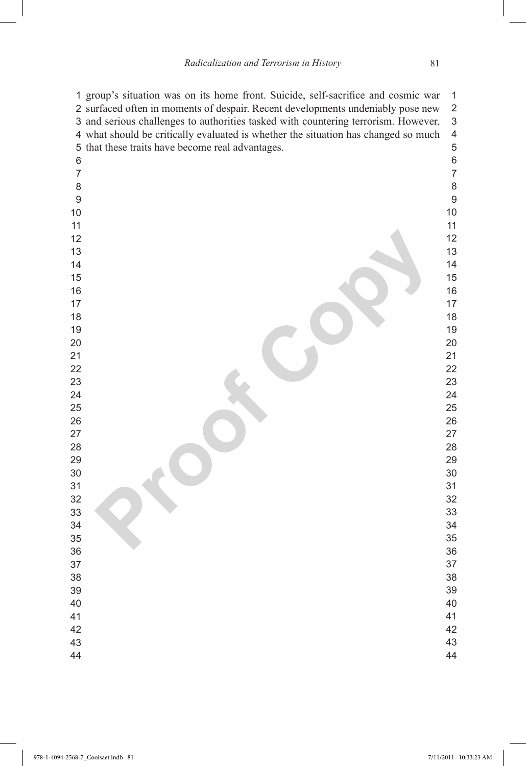group's situation was on its home front. Suicide, self-sacrifice and cosmic war surfaced often in moments of despair. Recent developments undeniably pose new and serious challenges to authorities tasked with countering terrorism. However, what should be critically evaluated is whether the situation has changed so much that these traits have become real advantages.